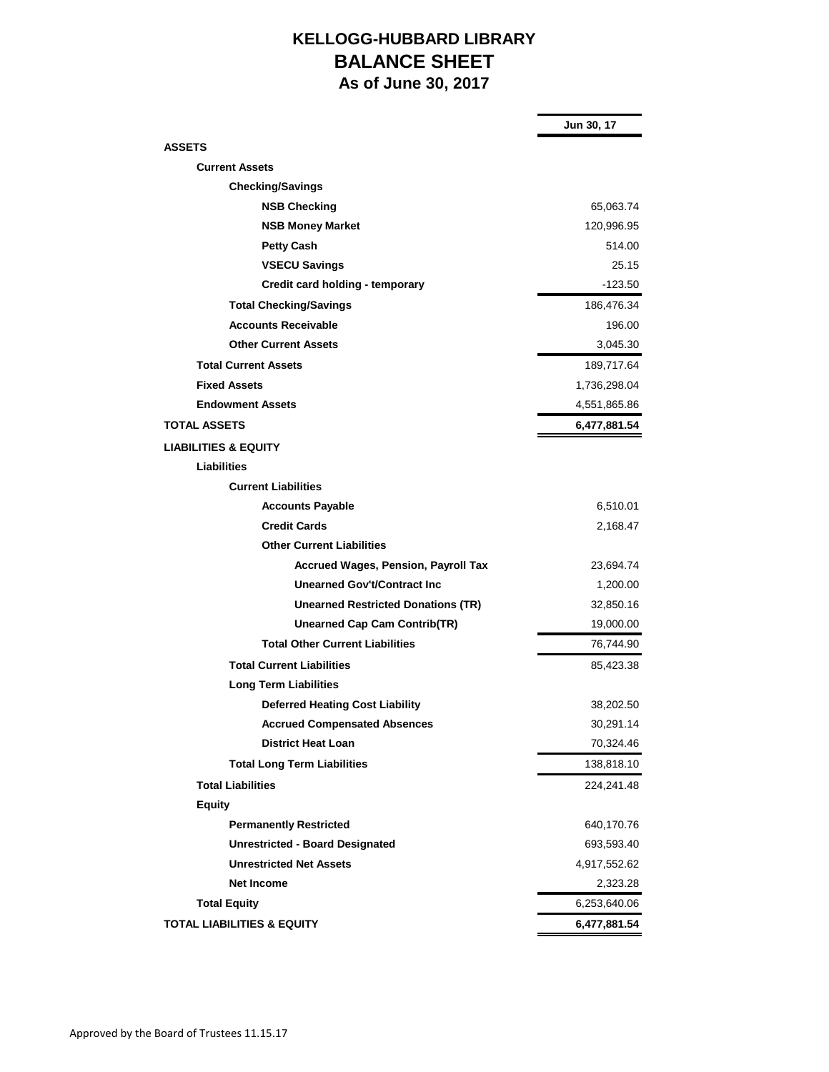# KELLOGG-HUBBARD LIBRARY
## BALANCE SHEET
### As of June 30, 2017

| | Jun 30, 17 |
|---|---:|
| **ASSETS** | |
| **Current Assets** | |
| **Checking/Savings** | |
| **NSB Checking** | 65,063.74 |
| **NSB Money Market** | 120,996.95 |
| **Petty Cash** | 514.00 |
| **VSECU Savings** | 25.15 |
| **Credit card holding - temporary** | -123.50 |
| **Total Checking/Savings** | 186,476.34 |
| **Accounts Receivable** | 196.00 |
| **Other Current Assets** | 3,045.30 |
| **Total Current Assets** | 189,717.64 |
| **Fixed Assets** | 1,736,298.04 |
| **Endowment Assets** | 4,551,865.86 |
| **TOTAL ASSETS** | **6,477,881.54** |
| **LIABILITIES & EQUITY** | |
| **Liabilities** | |
| **Current Liabilities** | |
| **Accounts Payable** | 6,510.01 |
| **Credit Cards** | 2,168.47 |
| **Other Current Liabilities** | |
| **Accrued Wages, Pension, Payroll Tax** | 23,694.74 |
| **Unearned Gov't/Contract Inc** | 1,200.00 |
| **Unearned Restricted Donations (TR)** | 32,850.16 |
| **Unearned Cap Cam Contrib(TR)** | 19,000.00 |
| **Total Other Current Liabilities** | 76,744.90 |
| **Total Current Liabilities** | 85,423.38 |
| **Long Term Liabilities** | |
| **Deferred Heating Cost Liability** | 38,202.50 |
| **Accrued Compensated Absences** | 30,291.14 |
| **District Heat Loan** | 70,324.46 |
| **Total Long Term Liabilities** | 138,818.10 |
| **Total Liabilities** | 224,241.48 |
| **Equity** | |
| **Permanently Restricted** | 640,170.76 |
| **Unrestricted - Board Designated** | 693,593.40 |
| **Unrestricted Net Assets** | 4,917,552.62 |
| **Net Income** | 2,323.28 |
| **Total Equity** | 6,253,640.06 |
| **TOTAL LIABILITIES & EQUITY** | **6,477,881.54** |

Approved by the Board of Trustees 11.15.17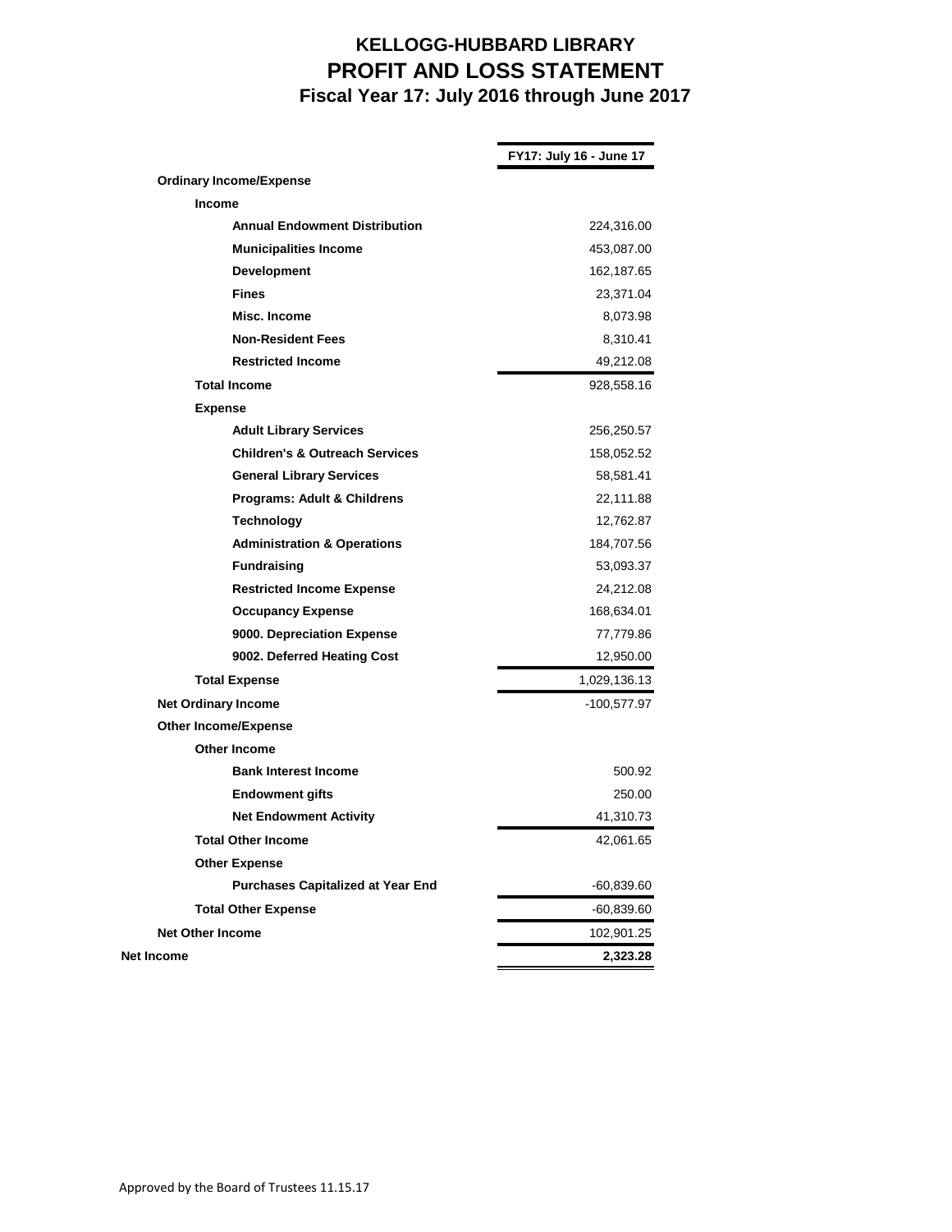# KELLOGG-HUBBARD LIBRARY
## PROFIT AND LOSS STATEMENT
### Fiscal Year 17: July 2016 through June 2017

| | FY17: July 16 - June 17 |
|---|---|
| **Ordinary Income/Expense** | |
| **Income** | |
| **Annual Endowment Distribution** | 224,316.00 |
| **Municipalities Income** | 453,087.00 |
| **Development** | 162,187.65 |
| **Fines** | 23,371.04 |
| **Misc. Income** | 8,073.98 |
| **Non-Resident Fees** | 8,310.41 |
| **Restricted Income** | 49,212.08 |
| **Total Income** | 928,558.16 |
| **Expense** | |
| **Adult Library Services** | 256,250.57 |
| **Children's & Outreach Services** | 158,052.52 |
| **General Library Services** | 58,581.41 |
| **Programs: Adult & Childrens** | 22,111.88 |
| **Technology** | 12,762.87 |
| **Administration & Operations** | 184,707.56 |
| **Fundraising** | 53,093.37 |
| **Restricted Income Expense** | 24,212.08 |
| **Occupancy Expense** | 168,634.01 |
| **9000. Depreciation Expense** | 77,779.86 |
| **9002. Deferred Heating Cost** | 12,950.00 |
| **Total Expense** | 1,029,136.13 |
| **Net Ordinary Income** | -100,577.97 |
| **Other Income/Expense** | |
| **Other Income** | |
| **Bank Interest Income** | 500.92 |
| **Endowment gifts** | 250.00 |
| **Net Endowment Activity** | 41,310.73 |
| **Total Other Income** | 42,061.65 |
| **Other Expense** | |
| **Purchases Capitalized at Year End** | -60,839.60 |
| **Total Other Expense** | -60,839.60 |
| **Net Other Income** | 102,901.25 |
| **Net Income** | **2,323.28** |

Approved by the Board of Trustees 11.15.17